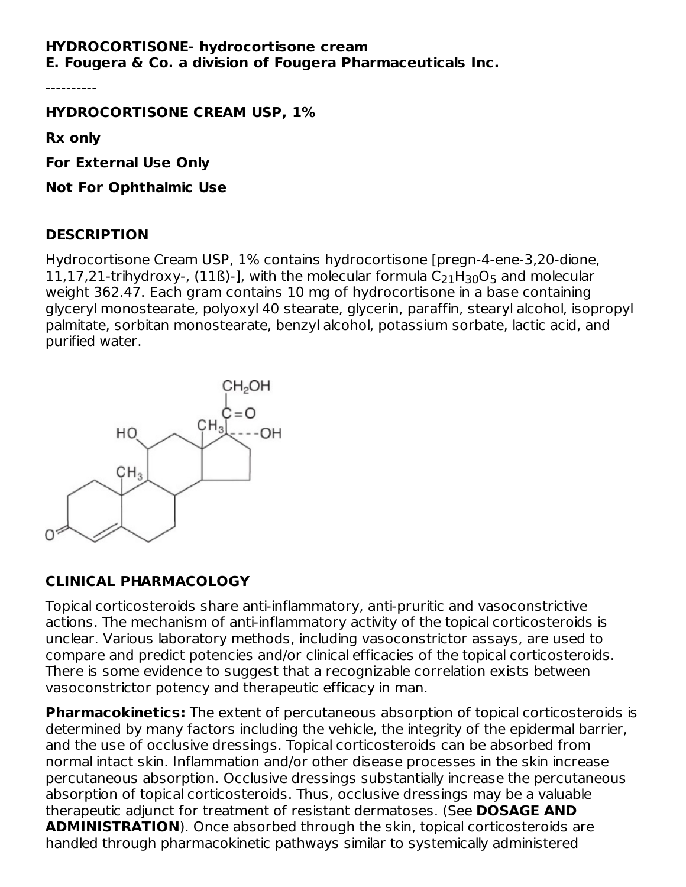**HYDROCORTISONE- hydrocortisone cream**
**E. Fougera & Co. a division of Fougera Pharmaceuticals Inc.**

----------

**HYDROCORTISONE CREAM USP, 1%**

**Rx only**

**For External Use Only**

**Not For Ophthalmic Use**

## DESCRIPTION

Hydrocortisone Cream USP, 1% contains hydrocortisone [pregn-4-ene-3,20-dione, 11,17,21-trihydroxy-, (11ß)-], with the molecular formula $C_{21}H_{30}O_5$ and molecular weight 362.47. Each gram contains 10 mg of hydrocortisone in a base containing glyceryl monostearate, polyoxyl 40 stearate, glycerin, paraffin, stearyl alcohol, isopropyl palmitate, sorbitan monostearate, benzyl alcohol, potassium sorbate, lactic acid, and purified water.

## CLINICAL PHARMACOLOGY

Topical corticosteroids share anti-inflammatory, anti-pruritic and vasoconstrictive actions. The mechanism of anti-inflammatory activity of the topical corticosteroids is unclear. Various laboratory methods, including vasoconstrictor assays, are used to compare and predict potencies and/or clinical efficacies of the topical corticosteroids. There is some evidence to suggest that a recognizable correlation exists between vasoconstrictor potency and therapeutic efficacy in man.

**Pharmacokinetics:** The extent of percutaneous absorption of topical corticosteroids is determined by many factors including the vehicle, the integrity of the epidermal barrier, and the use of occlusive dressings. Topical corticosteroids can be absorbed from normal intact skin. Inflammation and/or other disease processes in the skin increase percutaneous absorption. Occlusive dressings substantially increase the percutaneous absorption of topical corticosteroids. Thus, occlusive dressings may be a valuable therapeutic adjunct for treatment of resistant dermatoses. (See **DOSAGE AND ADMINISTRATION**). Once absorbed through the skin, topical corticosteroids are handled through pharmacokinetic pathways similar to systemically administered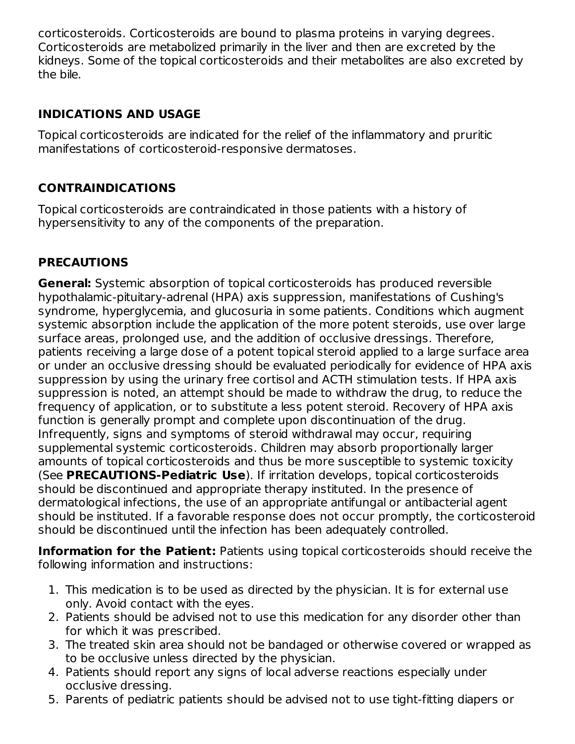corticosteroids. Corticosteroids are bound to plasma proteins in varying degrees. Corticosteroids are metabolized primarily in the liver and then are excreted by the kidneys. Some of the topical corticosteroids and their metabolites are also excreted by the bile.

## INDICATIONS AND USAGE

Topical corticosteroids are indicated for the relief of the inflammatory and pruritic manifestations of corticosteroid-responsive dermatoses.

## CONTRAINDICATIONS

Topical corticosteroids are contraindicated in those patients with a history of hypersensitivity to any of the components of the preparation.

## PRECAUTIONS

**General:** Systemic absorption of topical corticosteroids has produced reversible hypothalamic-pituitary-adrenal (HPA) axis suppression, manifestations of Cushing's syndrome, hyperglycemia, and glucosuria in some patients. Conditions which augment systemic absorption include the application of the more potent steroids, use over large surface areas, prolonged use, and the addition of occlusive dressings. Therefore, patients receiving a large dose of a potent topical steroid applied to a large surface area or under an occlusive dressing should be evaluated periodically for evidence of HPA axis suppression by using the urinary free cortisol and ACTH stimulation tests. If HPA axis suppression is noted, an attempt should be made to withdraw the drug, to reduce the frequency of application, or to substitute a less potent steroid. Recovery of HPA axis function is generally prompt and complete upon discontinuation of the drug. Infrequently, signs and symptoms of steroid withdrawal may occur, requiring supplemental systemic corticosteroids. Children may absorb proportionally larger amounts of topical corticosteroids and thus be more susceptible to systemic toxicity (See **PRECAUTIONS-Pediatric Use**). If irritation develops, topical corticosteroids should be discontinued and appropriate therapy instituted. In the presence of dermatological infections, the use of an appropriate antifungal or antibacterial agent should be instituted. If a favorable response does not occur promptly, the corticosteroid should be discontinued until the infection has been adequately controlled.

**Information for the Patient:** Patients using topical corticosteroids should receive the following information and instructions:

1. This medication is to be used as directed by the physician. It is for external use only. Avoid contact with the eyes.
2. Patients should be advised not to use this medication for any disorder other than for which it was prescribed.
3. The treated skin area should not be bandaged or otherwise covered or wrapped as to be occlusive unless directed by the physician.
4. Patients should report any signs of local adverse reactions especially under occlusive dressing.
5. Parents of pediatric patients should be advised not to use tight-fitting diapers or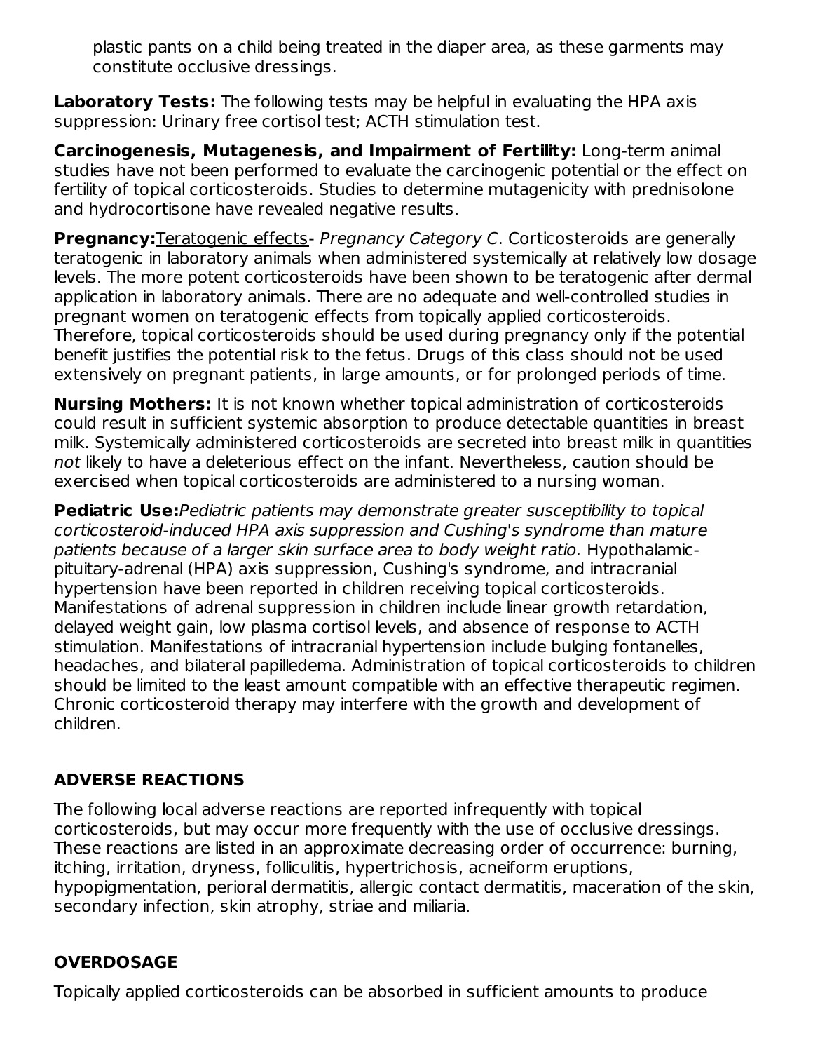plastic pants on a child being treated in the diaper area, as these garments may constitute occlusive dressings.

**Laboratory Tests:** The following tests may be helpful in evaluating the HPA axis suppression: Urinary free cortisol test; ACTH stimulation test.

**Carcinogenesis, Mutagenesis, and Impairment of Fertility:** Long-term animal studies have not been performed to evaluate the carcinogenic potential or the effect on fertility of topical corticosteroids. Studies to determine mutagenicity with prednisolone and hydrocortisone have revealed negative results.

**Pregnancy:** Teratogenic effects- *Pregnancy Category C*. Corticosteroids are generally teratogenic in laboratory animals when administered systemically at relatively low dosage levels. The more potent corticosteroids have been shown to be teratogenic after dermal application in laboratory animals. There are no adequate and well-controlled studies in pregnant women on teratogenic effects from topically applied corticosteroids. Therefore, topical corticosteroids should be used during pregnancy only if the potential benefit justifies the potential risk to the fetus. Drugs of this class should not be used extensively on pregnant patients, in large amounts, or for prolonged periods of time.

**Nursing Mothers:** It is not known whether topical administration of corticosteroids could result in sufficient systemic absorption to produce detectable quantities in breast milk. Systemically administered corticosteroids are secreted into breast milk in quantities *not* likely to have a deleterious effect on the infant. Nevertheless, caution should be exercised when topical corticosteroids are administered to a nursing woman.

**Pediatric Use:** *Pediatric patients may demonstrate greater susceptibility to topical corticosteroid-induced HPA axis suppression and Cushing's syndrome than mature patients because of a larger skin surface area to body weight ratio.* Hypothalamic-pituitary-adrenal (HPA) axis suppression, Cushing's syndrome, and intracranial hypertension have been reported in children receiving topical corticosteroids. Manifestations of adrenal suppression in children include linear growth retardation, delayed weight gain, low plasma cortisol levels, and absence of response to ACTH stimulation. Manifestations of intracranial hypertension include bulging fontanelles, headaches, and bilateral papilledema. Administration of topical corticosteroids to children should be limited to the least amount compatible with an effective therapeutic regimen. Chronic corticosteroid therapy may interfere with the growth and development of children.

## ADVERSE REACTIONS

The following local adverse reactions are reported infrequently with topical corticosteroids, but may occur more frequently with the use of occlusive dressings. These reactions are listed in an approximate decreasing order of occurrence: burning, itching, irritation, dryness, folliculitis, hypertrichosis, acneiform eruptions, hypopigmentation, perioral dermatitis, allergic contact dermatitis, maceration of the skin, secondary infection, skin atrophy, striae and miliaria.

## OVERDOSAGE

Topically applied corticosteroids can be absorbed in sufficient amounts to produce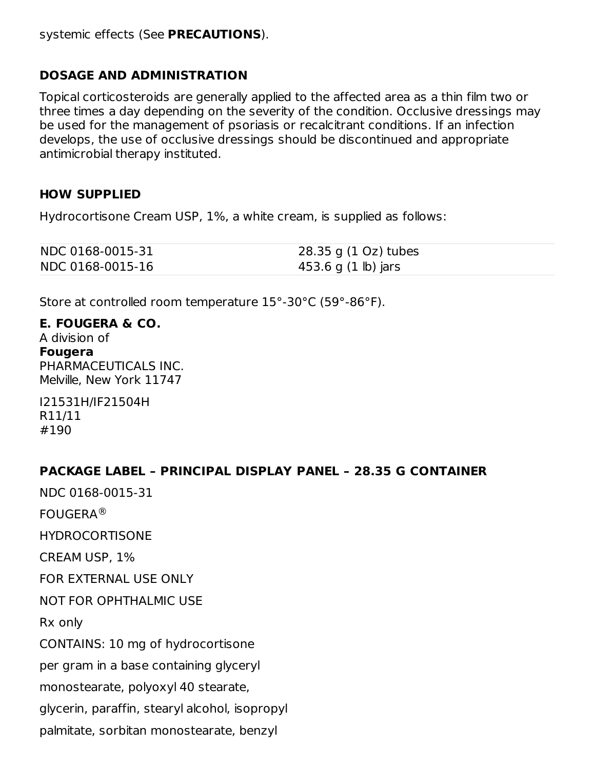systemic effects (See **PRECAUTIONS**).

## DOSAGE AND ADMINISTRATION

Topical corticosteroids are generally applied to the affected area as a thin film two or three times a day depending on the severity of the condition. Occlusive dressings may be used for the management of psoriasis or recalcitrant conditions. If an infection develops, the use of occlusive dressings should be discontinued and appropriate antimicrobial therapy instituted.

## HOW SUPPLIED

Hydrocortisone Cream USP, 1%, a white cream, is supplied as follows:

| | |
|---|---|
| NDC 0168-0015-31 | 28.35 g (1 Oz) tubes |
| NDC 0168-0015-16 | 453.6 g (1 lb) jars |

Store at controlled room temperature 15°-30°C (59°-86°F).

**E. FOUGERA & CO.**
A division of
**Fougera**
PHARMACEUTICALS INC.
Melville, New York 11747

I21531H/IF21504H
R11/11
#190

## PACKAGE LABEL – PRINCIPAL DISPLAY PANEL – 28.35 G CONTAINER

NDC 0168-0015-31

FOUGERA®

HYDROCORTISONE

CREAM USP, 1%

FOR EXTERNAL USE ONLY

NOT FOR OPHTHALMIC USE

Rx only

CONTAINS: 10 mg of hydrocortisone

per gram in a base containing glyceryl

monostearate, polyoxyl 40 stearate,

glycerin, paraffin, stearyl alcohol, isopropyl

palmitate, sorbitan monostearate, benzyl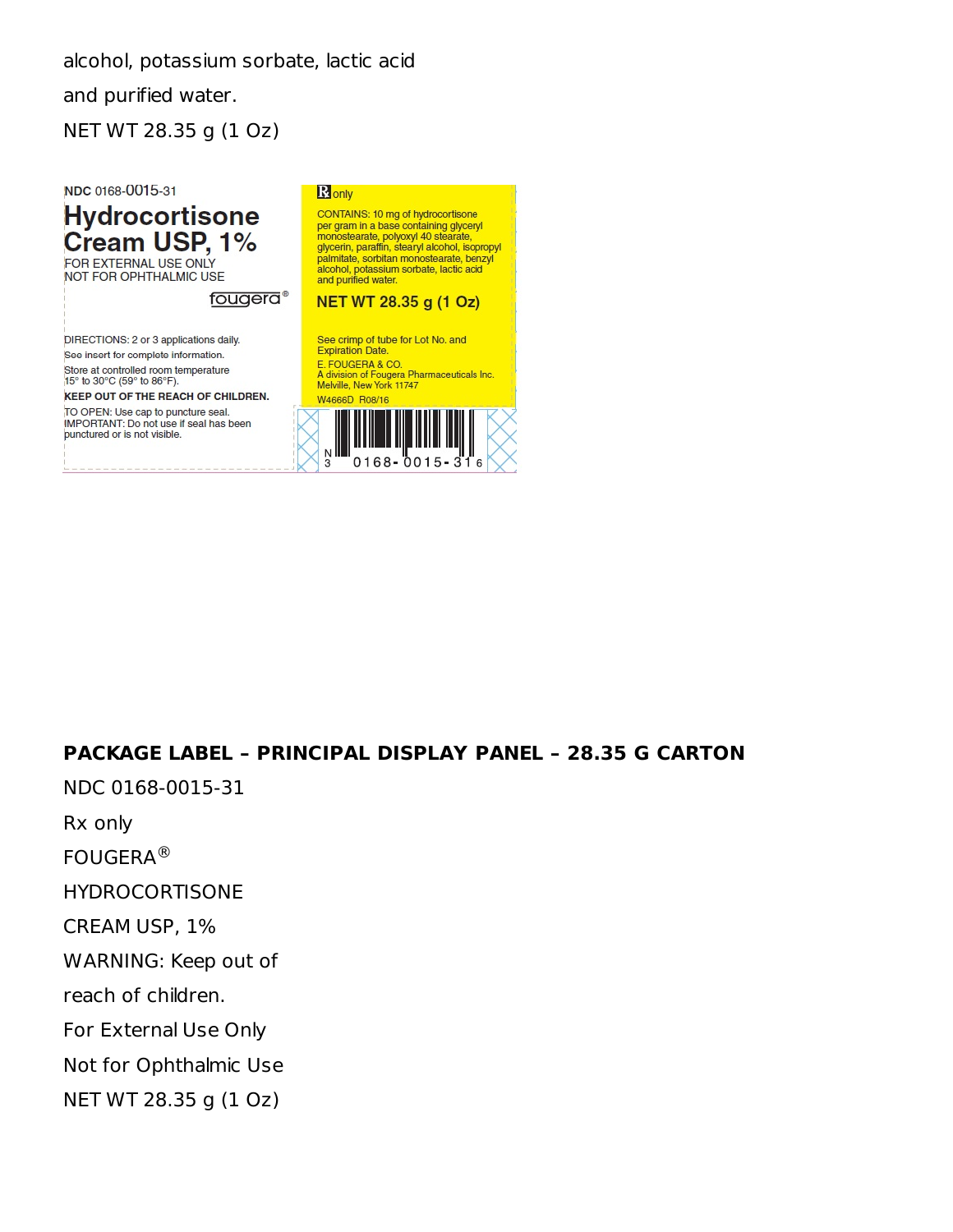alcohol, potassium sorbate, lactic acid

and purified water.

NET WT 28.35 g (1 Oz)

NDC 0168-0015-31

**Hydrocortisone Cream USP, 1%**

FOR EXTERNAL USE ONLY
NOT FOR OPHTHALMIC USE

fougera®

DIRECTIONS: 2 or 3 applications daily.
See insert for complete information.
Store at controlled room temperature 15° to 30°C (59° to 86°F).
**KEEP OUT OF THE REACH OF CHILDREN.**
TO OPEN: Use cap to puncture seal.
IMPORTANT: Do not use if seal has been punctured or is not visible.

℞ only

CONTAINS: 10 mg of hydrocortisone per gram in a base containing glyceryl monostearate, polyoxyl 40 stearate, glycerin, paraffin, stearyl alcohol, isopropyl palmitate, sorbitan monostearate, benzyl alcohol, potassium sorbate, lactic acid and purified water.

**NET WT 28.35 g (1 Oz)**

See crimp of tube for Lot No. and Expiration Date.
E. FOUGERA & CO.
A division of Fougera Pharmaceuticals Inc.
Melville, New York 11747
W4666D R08/16

N 3 0168-0015-31 6

**PACKAGE LABEL – PRINCIPAL DISPLAY PANEL – 28.35 G CARTON**

NDC 0168-0015-31

Rx only

FOUGERA®

HYDROCORTISONE

CREAM USP, 1%

WARNING: Keep out of

reach of children.

For External Use Only

Not for Ophthalmic Use

NET WT 28.35 g (1 Oz)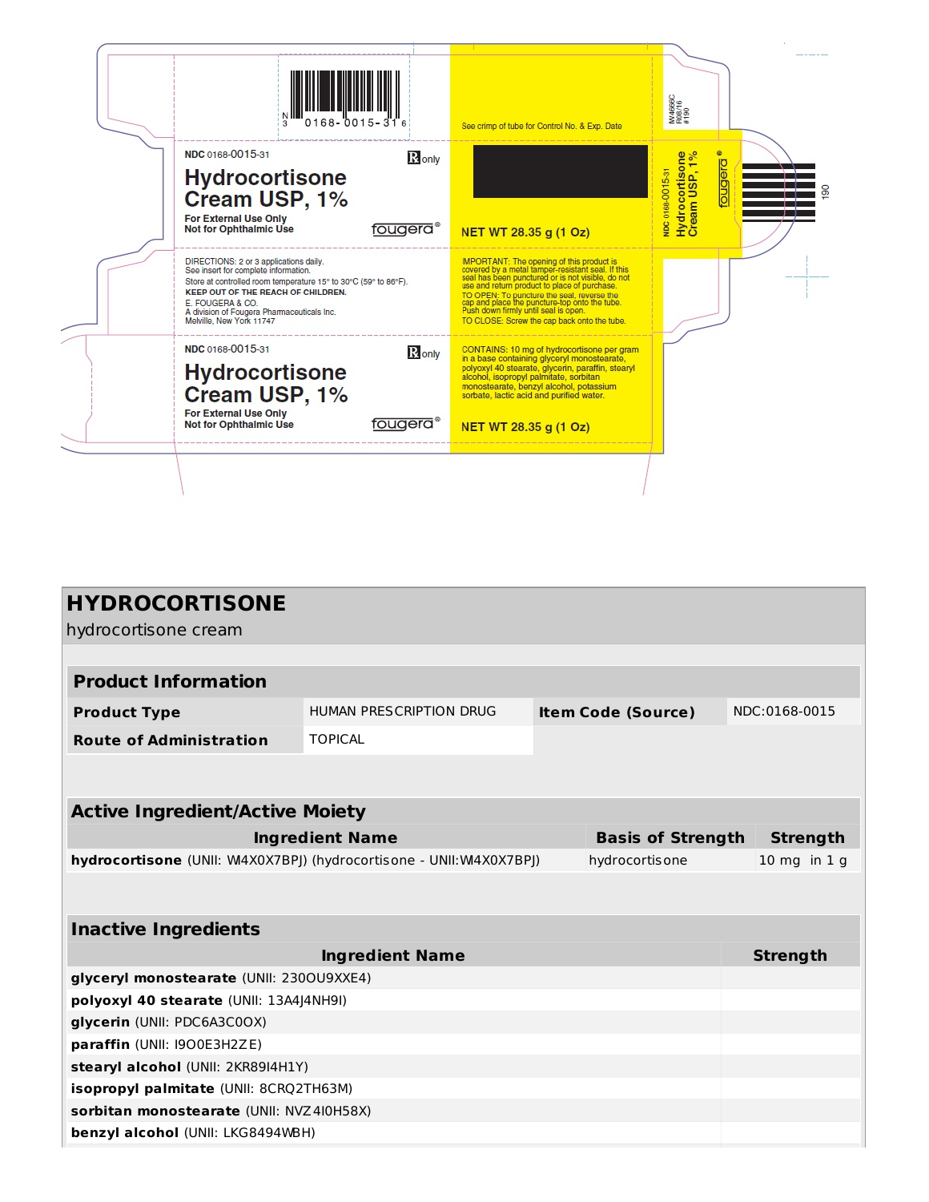N 3 0168-0015-31 6

See crimp of tube for Control No. & Exp. Date

NDC 0168-0015-31

℞ only

**Hydrocortisone Cream USP, 1%**

**For External Use Only**
**Not for Ophthalmic Use**

fougera®

**NET WT 28.35 g (1 Oz)**

DIRECTIONS: 2 or 3 applications daily.
See insert for complete information.
Store at controlled room temperature 15° to 30°C (59° to 86°F).
**KEEP OUT OF THE REACH OF CHILDREN.**
E. FOUGERA & CO.
A division of Fougera Pharmaceuticals Inc.
Melville, New York 11747

IMPORTANT: The opening of this product is covered by a metal tamper-resistant seal. If this seal has been punctured or is not visible, do not use and return product to place of purchase.
TO OPEN: To puncture the seal, reverse the cap and place the puncture-top onto the tube. Push down firmly until seal is open.
TO CLOSE: Screw the cap back onto the tube.

NDC 0168-0015-31

℞ only

**Hydrocortisone Cream USP, 1%**

**For External Use Only**
**Not for Ophthalmic Use**

fougera®

CONTAINS: 10 mg of hydrocortisone per gram in a base containing glyceryl monostearate, polyoxyl 40 stearate, glycerin, paraffin, stearyl alcohol, isopropyl palmitate, sorbitan monostearate, benzyl alcohol, potassium sorbate, lactic acid and purified water.

**NET WT 28.35 g (1 Oz)**

NDC 0168-0015-31
Hydrocortisone Cream USP, 1%
fougera®

IM4666C
R08/16
#190

190

# HYDROCORTISONE

hydrocortisone cream

## Product Information

| | | | |
|---|---|---|---|
| **Product Type** | HUMAN PRESCRIPTION DRUG | **Item Code (Source)** | NDC:0168-0015 |
| **Route of Administration** | TOPICAL | | |

## Active Ingredient/Active Moiety

| Ingredient Name | Basis of Strength | Strength |
|---|---|---|
| **hydrocortisone** (UNII: W4X0X7BPJ) (hydrocortisone - UNII:W4X0X7BPJ) | hydrocortisone | 10 mg in 1 g |

## Inactive Ingredients

| Ingredient Name | Strength |
|---|---|
| **glyceryl monostearate** (UNII: 230OU9XXE4) | |
| **polyoxyl 40 stearate** (UNII: 13A4J4NH9I) | |
| **glycerin** (UNII: PDC6A3C0OX) | |
| **paraffin** (UNII: I9O0E3H2ZE) | |
| **stearyl alcohol** (UNII: 2KR89I4H1Y) | |
| **isopropyl palmitate** (UNII: 8CRQ2TH63M) | |
| **sorbitan monostearate** (UNII: NVZ4I0H58X) | |
| **benzyl alcohol** (UNII: LKG8494WBH) | |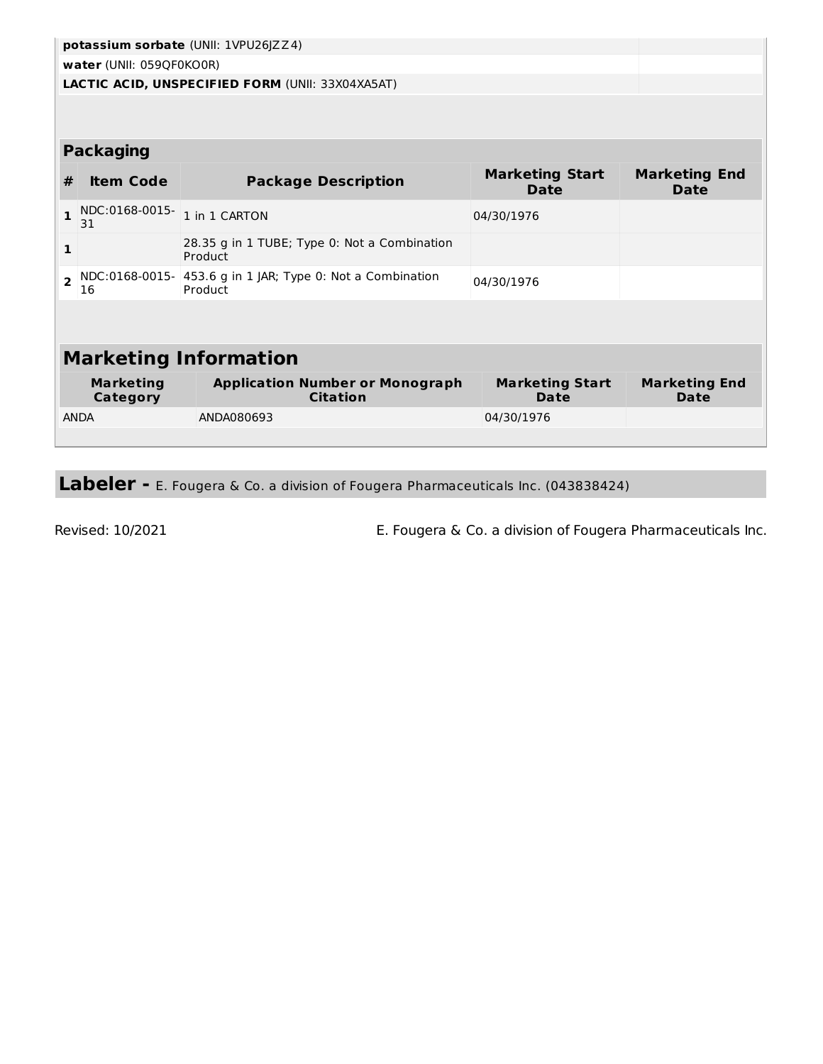| | |
|---|---|
| **potassium sorbate** (UNII: 1VPU26JZZ4) | |
| **water** (UNII: 059QF0KO0R) | |
| **LACTIC ACID, UNSPECIFIED FORM** (UNII: 33X04XA5AT) | |

**Packaging**

| # | Item Code | Package Description | Marketing Start Date | Marketing End Date |
|---|---|---|---|---|
| 1 | NDC:0168-0015-31 | 1 in 1 CARTON | 04/30/1976 | |
| 1 | | 28.35 g in 1 TUBE; Type 0: Not a Combination Product | | |
| 2 | NDC:0168-0015-16 | 453.6 g in 1 JAR; Type 0: Not a Combination Product | 04/30/1976 | |

## Marketing Information

| Marketing Category | Application Number or Monograph Citation | Marketing Start Date | Marketing End Date |
|---|---|---|---|
| ANDA | ANDA080693 | 04/30/1976 | |

## Labeler - E. Fougera & Co. a division of Fougera Pharmaceuticals Inc. (043838424)

Revised: 10/2021

E. Fougera & Co. a division of Fougera Pharmaceuticals Inc.